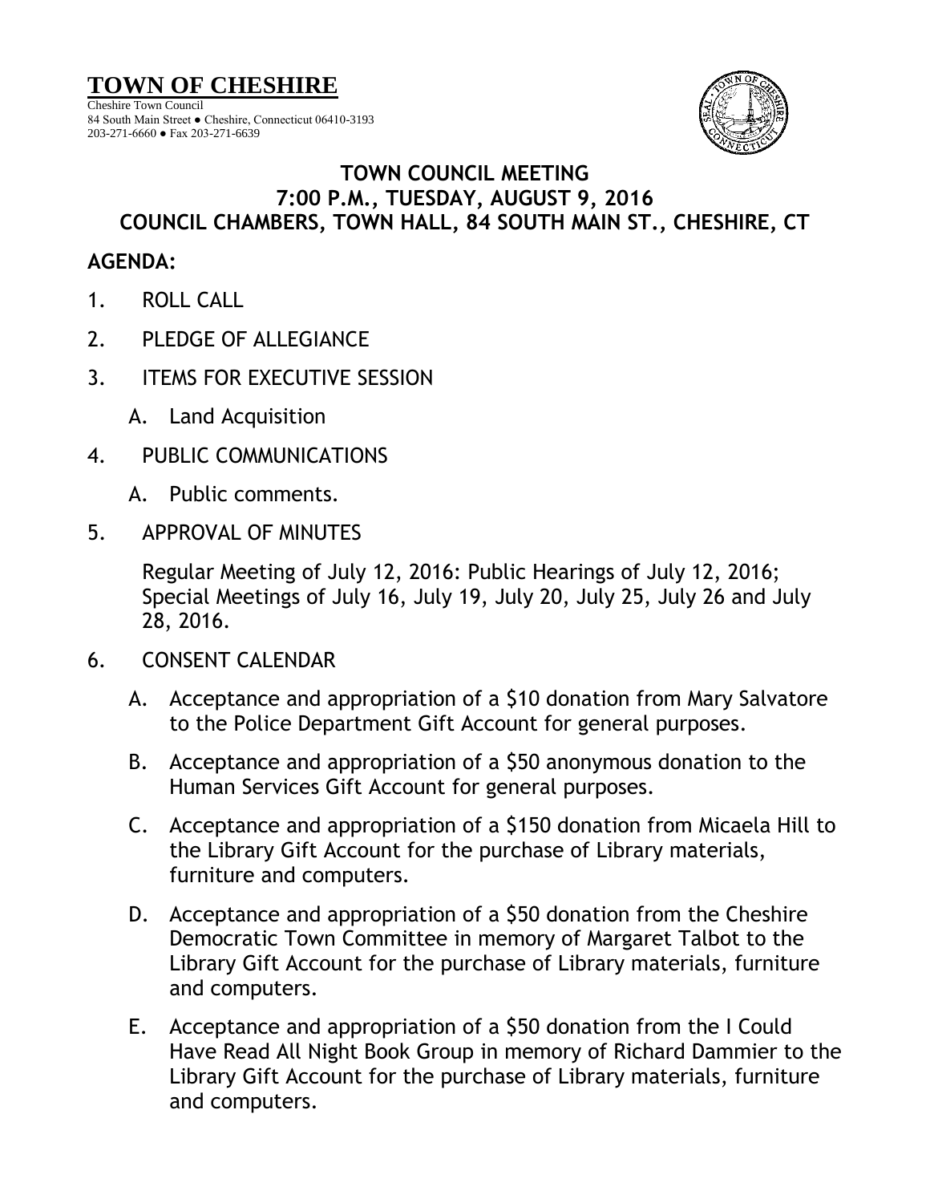# TOWN OF CHESHIRE

Cheshire Town Council
84 South Main Street ● Cheshire, Connecticut 06410-3193
203-271-6660 ● Fax 203-271-6639

## TOWN COUNCIL MEETING
## 7:00 P.M., TUESDAY, AUGUST 9, 2016
## COUNCIL CHAMBERS, TOWN HALL, 84 SOUTH MAIN ST., CHESHIRE, CT

**AGENDA:**

1. ROLL CALL
2. PLEDGE OF ALLEGIANCE
3. ITEMS FOR EXECUTIVE SESSION
   A. Land Acquisition
4. PUBLIC COMMUNICATIONS
   A. Public comments.
5. APPROVAL OF MINUTES

   Regular Meeting of July 12, 2016: Public Hearings of July 12, 2016; Special Meetings of July 16, July 19, July 20, July 25, July 26 and July 28, 2016.

6. CONSENT CALENDAR
   A. Acceptance and appropriation of a $10 donation from Mary Salvatore to the Police Department Gift Account for general purposes.
   B. Acceptance and appropriation of a $50 anonymous donation to the Human Services Gift Account for general purposes.
   C. Acceptance and appropriation of a $150 donation from Micaela Hill to the Library Gift Account for the purchase of Library materials, furniture and computers.
   D. Acceptance and appropriation of a $50 donation from the Cheshire Democratic Town Committee in memory of Margaret Talbot to the Library Gift Account for the purchase of Library materials, furniture and computers.
   E. Acceptance and appropriation of a $50 donation from the I Could Have Read All Night Book Group in memory of Richard Dammier to the Library Gift Account for the purchase of Library materials, furniture and computers.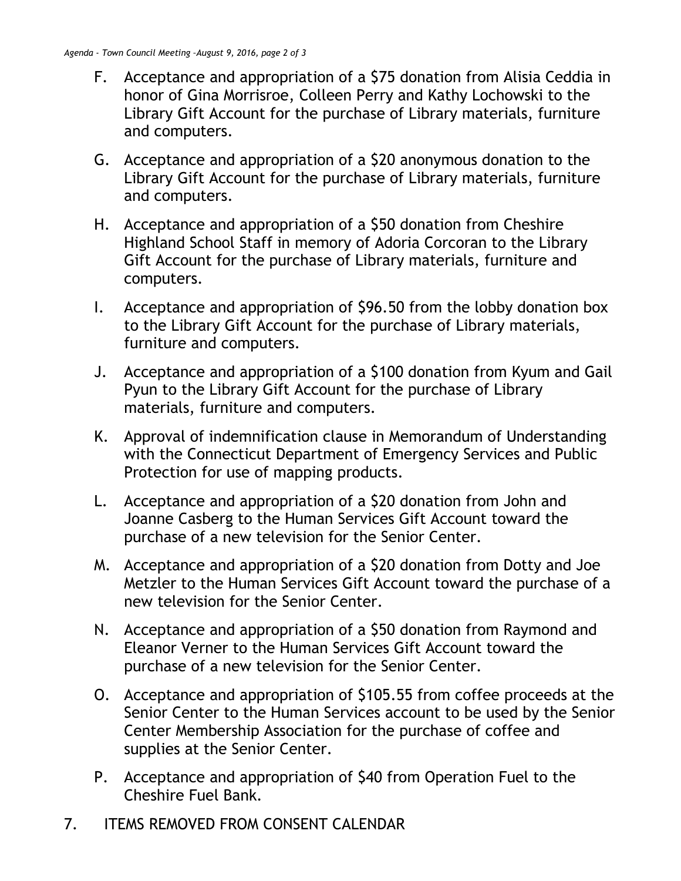F. Acceptance and appropriation of a $75 donation from Alisia Ceddia in honor of Gina Morrisroe, Colleen Perry and Kathy Lochowski to the Library Gift Account for the purchase of Library materials, furniture and computers.

G. Acceptance and appropriation of a $20 anonymous donation to the Library Gift Account for the purchase of Library materials, furniture and computers.

H. Acceptance and appropriation of a $50 donation from Cheshire Highland School Staff in memory of Adoria Corcoran to the Library Gift Account for the purchase of Library materials, furniture and computers.

I. Acceptance and appropriation of $96.50 from the lobby donation box to the Library Gift Account for the purchase of Library materials, furniture and computers.

J. Acceptance and appropriation of a $100 donation from Kyum and Gail Pyun to the Library Gift Account for the purchase of Library materials, furniture and computers.

K. Approval of indemnification clause in Memorandum of Understanding with the Connecticut Department of Emergency Services and Public Protection for use of mapping products.

L. Acceptance and appropriation of a $20 donation from John and Joanne Casberg to the Human Services Gift Account toward the purchase of a new television for the Senior Center.

M. Acceptance and appropriation of a $20 donation from Dotty and Joe Metzler to the Human Services Gift Account toward the purchase of a new television for the Senior Center.

N. Acceptance and appropriation of a $50 donation from Raymond and Eleanor Verner to the Human Services Gift Account toward the purchase of a new television for the Senior Center.

O. Acceptance and appropriation of $105.55 from coffee proceeds at the Senior Center to the Human Services account to be used by the Senior Center Membership Association for the purchase of coffee and supplies at the Senior Center.

P. Acceptance and appropriation of $40 from Operation Fuel to the Cheshire Fuel Bank.

7. ITEMS REMOVED FROM CONSENT CALENDAR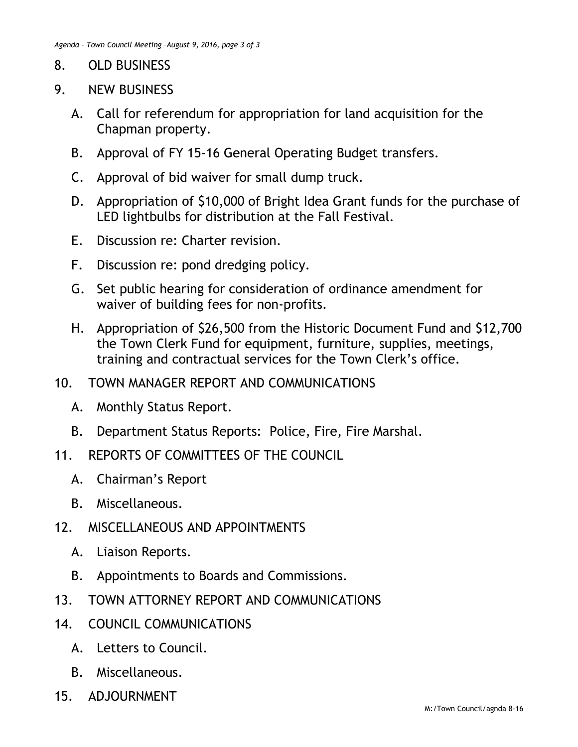8. OLD BUSINESS

9. NEW BUSINESS

   A. Call for referendum for appropriation for land acquisition for the Chapman property.

   B. Approval of FY 15-16 General Operating Budget transfers.

   C. Approval of bid waiver for small dump truck.

   D. Appropriation of $10,000 of Bright Idea Grant funds for the purchase of LED lightbulbs for distribution at the Fall Festival.

   E. Discussion re: Charter revision.

   F. Discussion re: pond dredging policy.

   G. Set public hearing for consideration of ordinance amendment for waiver of building fees for non-profits.

   H. Appropriation of $26,500 from the Historic Document Fund and $12,700 the Town Clerk Fund for equipment, furniture, supplies, meetings, training and contractual services for the Town Clerk's office.

10. TOWN MANAGER REPORT AND COMMUNICATIONS

    A. Monthly Status Report.

    B. Department Status Reports: Police, Fire, Fire Marshal.

11. REPORTS OF COMMITTEES OF THE COUNCIL

    A. Chairman's Report

    B. Miscellaneous.

12. MISCELLANEOUS AND APPOINTMENTS

    A. Liaison Reports.

    B. Appointments to Boards and Commissions.

13. TOWN ATTORNEY REPORT AND COMMUNICATIONS

14. COUNCIL COMMUNICATIONS

    A. Letters to Council.

    B. Miscellaneous.

15. ADJOURNMENT

M:/Town Council/agnda 8-16